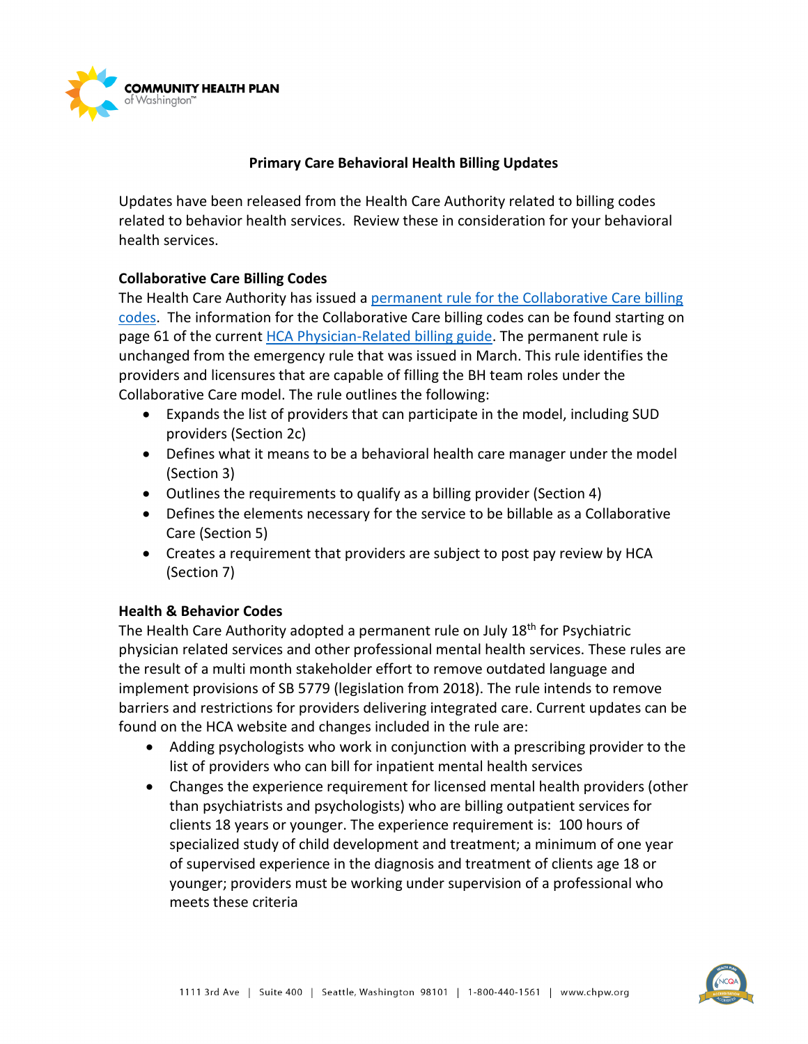**COMMUNITY HEALTH PLAN** of Washington™

# Primary Care Behavioral Health Billing Updates

Updates have been released from the Health Care Authority related to billing codes related to behavior health services. Review these in consideration for your behavioral health services.

### Collaborative Care Billing Codes

The Health Care Authority has issued a permanent rule for the Collaborative Care billing codes. The information for the Collaborative Care billing codes can be found starting on page 61 of the current HCA Physician-Related billing guide. The permanent rule is unchanged from the emergency rule that was issued in March. This rule identifies the providers and licensures that are capable of filling the BH team roles under the Collaborative Care model. The rule outlines the following:

- Expands the list of providers that can participate in the model, including SUD providers (Section 2c)
- Defines what it means to be a behavioral health care manager under the model (Section 3)
- Outlines the requirements to qualify as a billing provider (Section 4)
- Defines the elements necessary for the service to be billable as a Collaborative Care (Section 5)
- Creates a requirement that providers are subject to post pay review by HCA (Section 7)

### Health & Behavior Codes

The Health Care Authority adopted a permanent rule on July 18th for Psychiatric physician related services and other professional mental health services. These rules are the result of a multi month stakeholder effort to remove outdated language and implement provisions of SB 5779 (legislation from 2018). The rule intends to remove barriers and restrictions for providers delivering integrated care. Current updates can be found on the HCA website and changes included in the rule are:

- Adding psychologists who work in conjunction with a prescribing provider to the list of providers who can bill for inpatient mental health services
- Changes the experience requirement for licensed mental health providers (other than psychiatrists and psychologists) who are billing outpatient services for clients 18 years or younger. The experience requirement is: 100 hours of specialized study of child development and treatment; a minimum of one year of supervised experience in the diagnosis and treatment of clients age 18 or younger; providers must be working under supervision of a professional who meets these criteria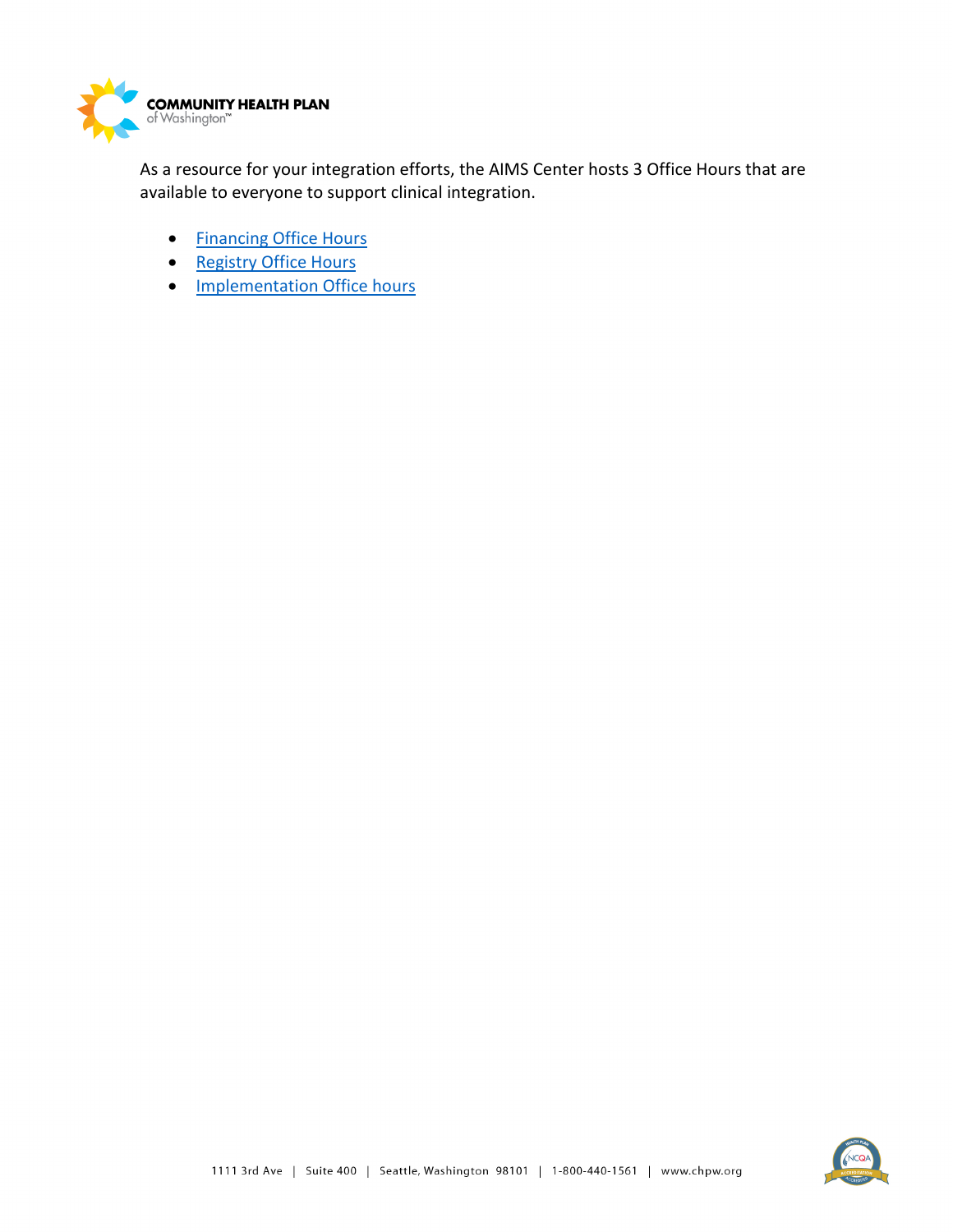As a resource for your integration efforts, the AIMS Center hosts 3 Office Hours that are available to everyone to support clinical integration.

- Financing Office Hours
- Registry Office Hours
- Implementation Office hours